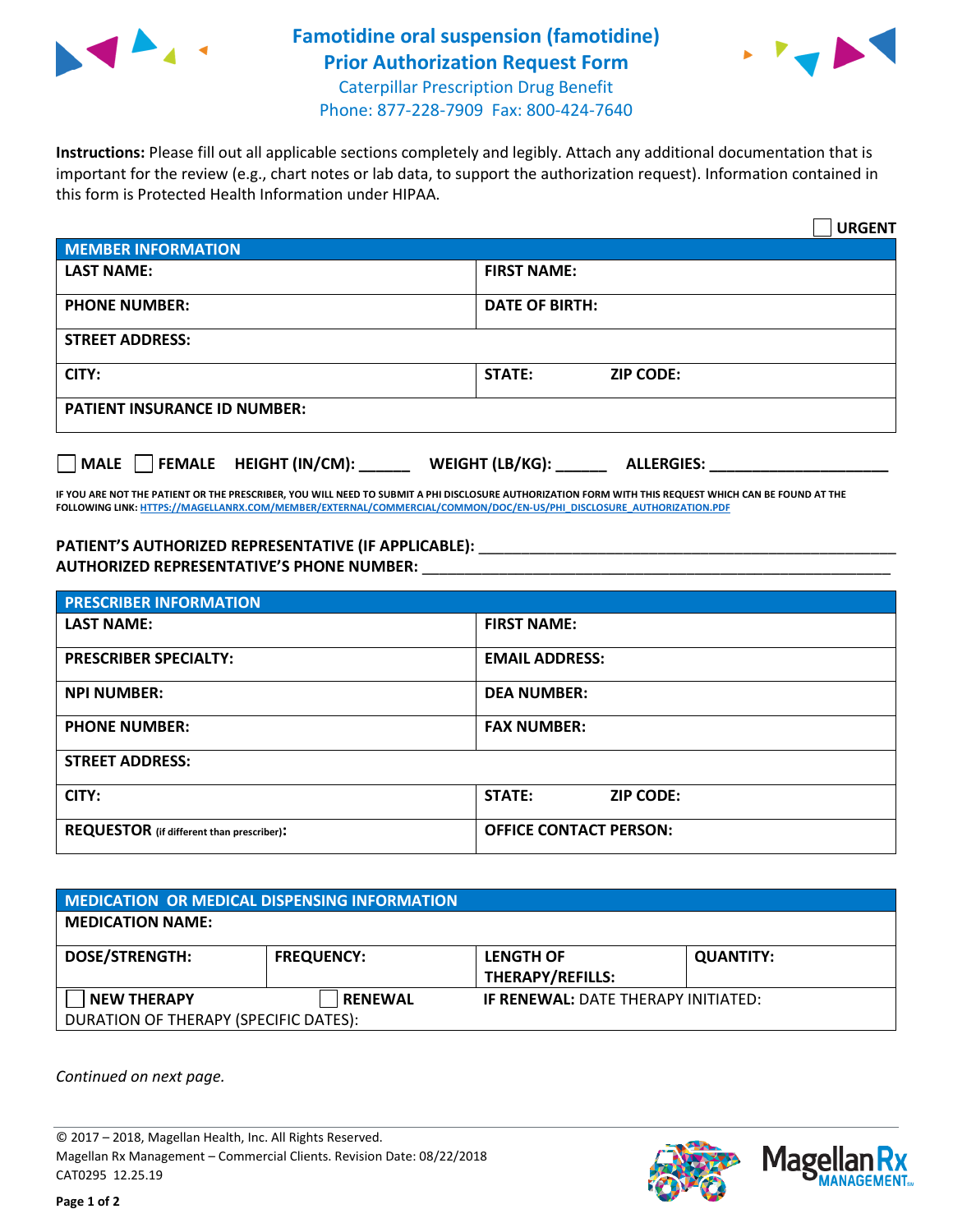# Famotidine oral suspension (famotidine) Prior Authorization Request Form

Caterpillar Prescription Drug Benefit
Phone: 877-228-7909 Fax: 800-424-7640

**Instructions:** Please fill out all applicable sections completely and legibly. Attach any additional documentation that is important for the review (e.g., chart notes or lab data, to support the authorization request). Information contained in this form is Protected Health Information under HIPAA.

☐ **URGENT**

| MEMBER INFORMATION | |
|---|---|
| **LAST NAME:** | **FIRST NAME:** |
| **PHONE NUMBER:** | **DATE OF BIRTH:** |
| **STREET ADDRESS:** | |
| **CITY:** | **STATE:** **ZIP CODE:** |
| **PATIENT INSURANCE ID NUMBER:** | |

☐ **MALE** ☐ **FEMALE** **HEIGHT (IN/CM):** ______ **WEIGHT (LB/KG):** ______ **ALLERGIES:** ____________________

**IF YOU ARE NOT THE PATIENT OR THE PRESCRIBER, YOU WILL NEED TO SUBMIT A PHI DISCLOSURE AUTHORIZATION FORM WITH THIS REQUEST WHICH CAN BE FOUND AT THE FOLLOWING LINK: HTTPS://MAGELLANRX.COM/MEMBER/EXTERNAL/COMMERCIAL/COMMON/DOC/EN-US/PHI_DISCLOSURE_AUTHORIZATION.PDF**

**PATIENT'S AUTHORIZED REPRESENTATIVE (IF APPLICABLE):** ____________________________________________
**AUTHORIZED REPRESENTATIVE'S PHONE NUMBER:** ____________________________________________

| PRESCRIBER INFORMATION | |
|---|---|
| **LAST NAME:** | **FIRST NAME:** |
| **PRESCRIBER SPECIALTY:** | **EMAIL ADDRESS:** |
| **NPI NUMBER:** | **DEA NUMBER:** |
| **PHONE NUMBER:** | **FAX NUMBER:** |
| **STREET ADDRESS:** | |
| **CITY:** | **STATE:** **ZIP CODE:** |
| **REQUESTOR** (if different than prescriber): | **OFFICE CONTACT PERSON:** |

| MEDICATION OR MEDICAL DISPENSING INFORMATION | | | |
|---|---|---|---|
| **MEDICATION NAME:** | | | |
| **DOSE/STRENGTH:** | **FREQUENCY:** | **LENGTH OF THERAPY/REFILLS:** | **QUANTITY:** |
| ☐ **NEW THERAPY** | ☐ **RENEWAL** | **IF RENEWAL:** DATE THERAPY INITIATED: | |
| DURATION OF THERAPY (SPECIFIC DATES): | | | |

*Continued on next page.*

© 2017 – 2018, Magellan Health, Inc. All Rights Reserved.
Magellan Rx Management – Commercial Clients. Revision Date: 08/22/2018
CAT0295 12.25.19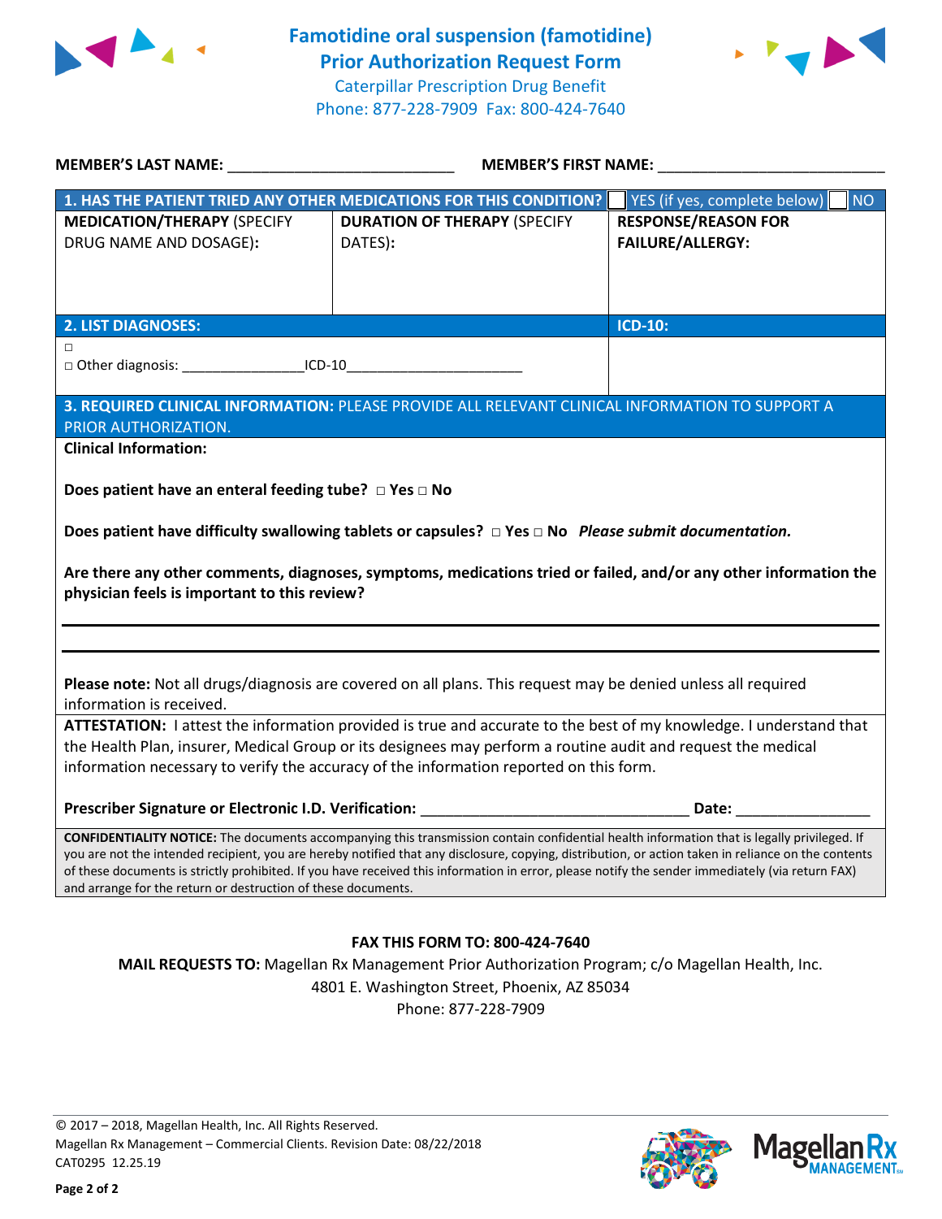# Famotidine oral suspension (famotidine) Prior Authorization Request Form

Caterpillar Prescription Drug Benefit
Phone: 877-228-7909 Fax: 800-424-7640

**MEMBER'S LAST NAME:** ___________________________ **MEMBER'S FIRST NAME:** ___________________________

| **1. HAS THE PATIENT TRIED ANY OTHER MEDICATIONS FOR THIS CONDITION?** | | ☐ YES (if yes, complete below) ☐ NO |
|---|---|---|
| **MEDICATION/THERAPY** (SPECIFY DRUG NAME AND DOSAGE): | **DURATION OF THERAPY** (SPECIFY DATES): | **RESPONSE/REASON FOR FAILURE/ALLERGY:** |
| | | |

| **2. LIST DIAGNOSES:** | **ICD-10:** |
|---|---|
| ☐<br>☐ Other diagnosis: ________________ICD-10______________________ | |

**3. REQUIRED CLINICAL INFORMATION:** PLEASE PROVIDE ALL RELEVANT CLINICAL INFORMATION TO SUPPORT A PRIOR AUTHORIZATION.

**Clinical Information:**

**Does patient have an enteral feeding tube?** ☐ **Yes** ☐ **No**

**Does patient have difficulty swallowing tablets or capsules?** ☐ **Yes** ☐ **No** ***Please submit documentation.***

**Are there any other comments, diagnoses, symptoms, medications tried or failed, and/or any other information the physician feels is important to this review?**

_______________________________________________________________________________

_______________________________________________________________________________

**Please note:** Not all drugs/diagnosis are covered on all plans. This request may be denied unless all required information is received.

**ATTESTATION:** I attest the information provided is true and accurate to the best of my knowledge. I understand that the Health Plan, insurer, Medical Group or its designees may perform a routine audit and request the medical information necessary to verify the accuracy of the information reported on this form.

**Prescriber Signature or Electronic I.D. Verification:** ________________________________ **Date:** ________________

**CONFIDENTIALITY NOTICE:** The documents accompanying this transmission contain confidential health information that is legally privileged. If you are not the intended recipient, you are hereby notified that any disclosure, copying, distribution, or action taken in reliance on the contents of these documents is strictly prohibited. If you have received this information in error, please notify the sender immediately (via return FAX) and arrange for the return or destruction of these documents.

**FAX THIS FORM TO: 800-424-7640**

**MAIL REQUESTS TO:** Magellan Rx Management Prior Authorization Program; c/o Magellan Health, Inc.
4801 E. Washington Street, Phoenix, AZ 85034
Phone: 877-228-7909

© 2017 – 2018, Magellan Health, Inc. All Rights Reserved.
Magellan Rx Management – Commercial Clients. Revision Date: 08/22/2018
CAT0295 12.25.19